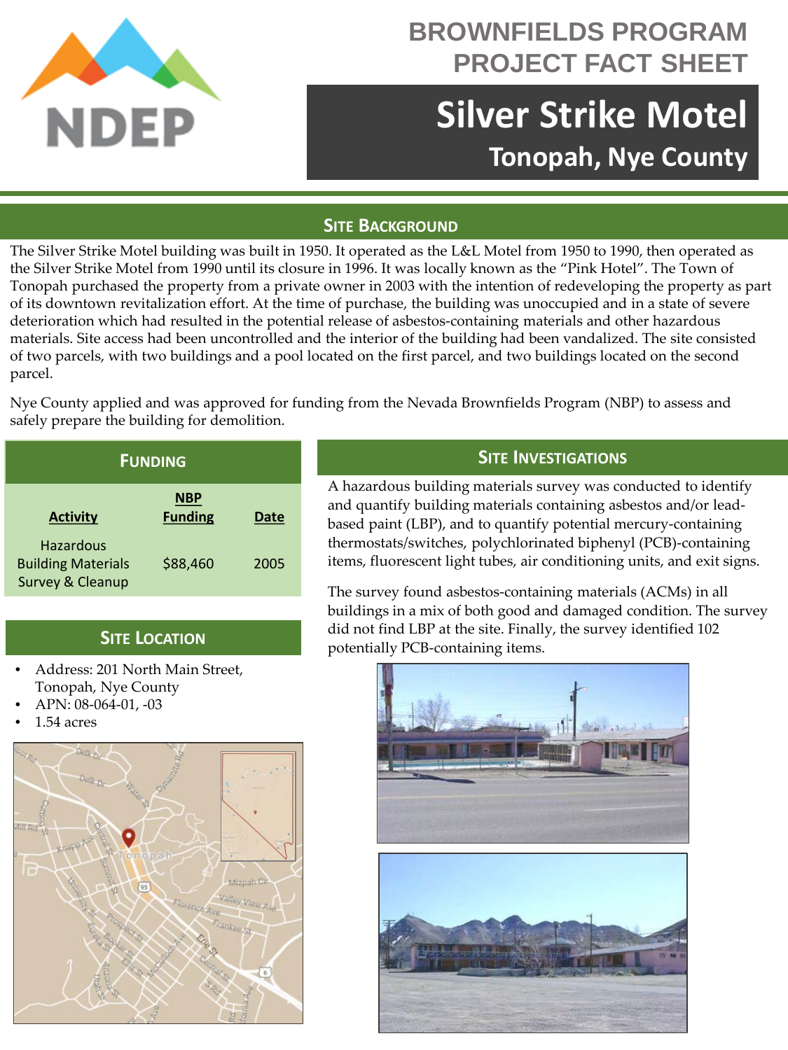# BROWNFIELDS PROGRAM PROJECT FACT SHEET

# Silver Strike Motel

## Tonopah, Nye County

## SITE BACKGROUND

The Silver Strike Motel building was built in 1950. It operated as the L&L Motel from 1950 to 1990, then operated as the Silver Strike Motel from 1990 until its closure in 1996. It was locally known as the "Pink Hotel". The Town of Tonopah purchased the property from a private owner in 2003 with the intention of redeveloping the property as part of its downtown revitalization effort. At the time of purchase, the building was unoccupied and in a state of severe deterioration which had resulted in the potential release of asbestos-containing materials and other hazardous materials. Site access had been uncontrolled and the interior of the building had been vandalized. The site consisted of two parcels, with two buildings and a pool located on the first parcel, and two buildings located on the second parcel.

Nye County applied and was approved for funding from the Nevada Brownfields Program (NBP) to assess and safely prepare the building for demolition.

## FUNDING

| Activity | NBP Funding | Date |
|---|---|---|
| Hazardous Building Materials Survey & Cleanup | $88,460 | 2005 |

## SITE LOCATION

- Address: 201 North Main Street, Tonopah, Nye County
- APN: 08-064-01, -03
- 1.54 acres

## SITE INVESTIGATIONS

A hazardous building materials survey was conducted to identify and quantify building materials containing asbestos and/or lead-based paint (LBP), and to quantify potential mercury-containing thermostats/switches, polychlorinated biphenyl (PCB)-containing items, fluorescent light tubes, air conditioning units, and exit signs.

The survey found asbestos-containing materials (ACMs) in all buildings in a mix of both good and damaged condition. The survey did not find LBP at the site. Finally, the survey identified 102 potentially PCB-containing items.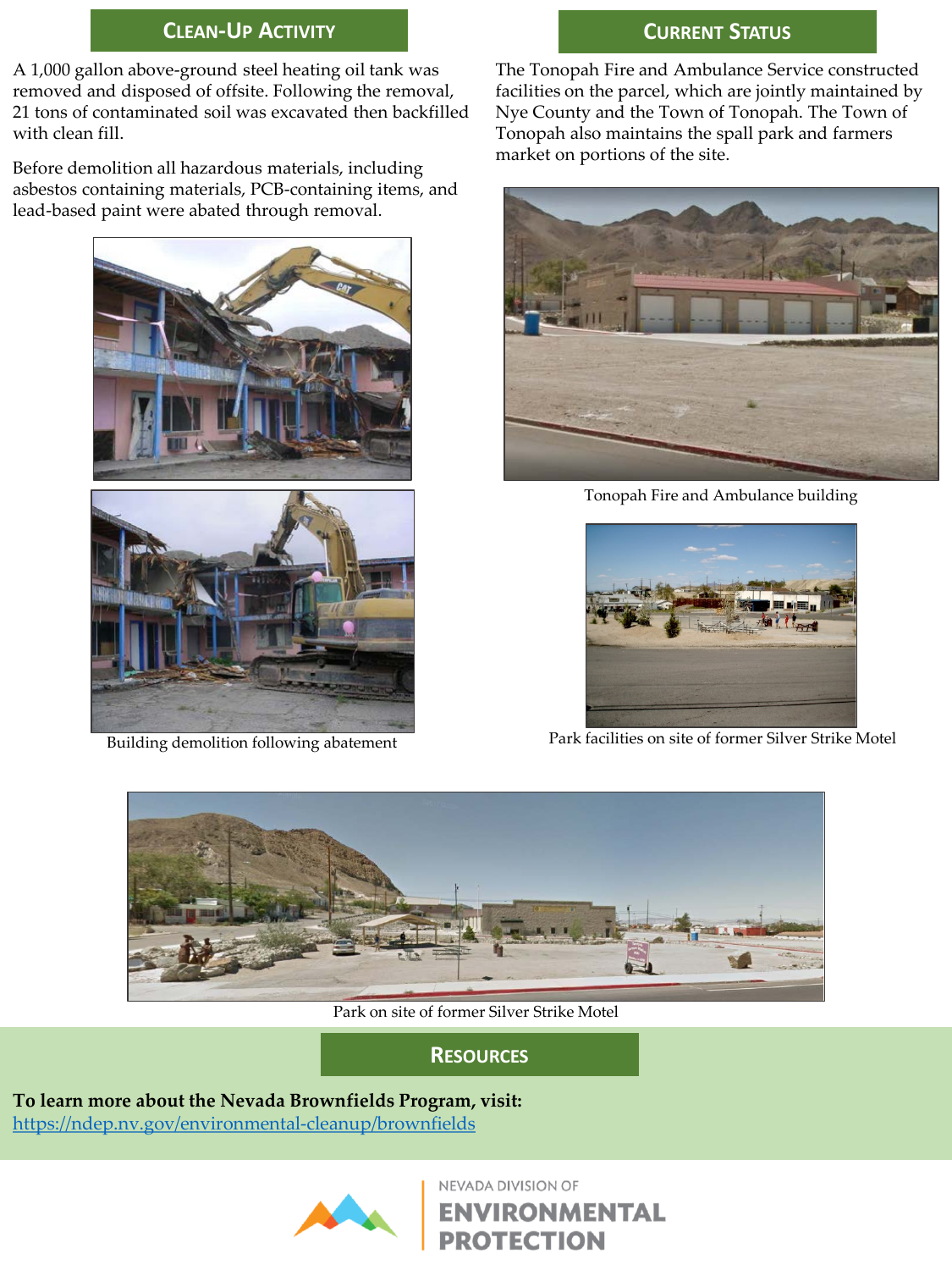## Clean-Up Activity

A 1,000 gallon above-ground steel heating oil tank was removed and disposed of offsite. Following the removal, 21 tons of contaminated soil was excavated then backfilled with clean fill.

Before demolition all hazardous materials, including asbestos containing materials, PCB-containing items, and lead-based paint were abated through removal.

Building demolition following abatement

## Current Status

The Tonopah Fire and Ambulance Service constructed facilities on the parcel, which are jointly maintained by Nye County and the Town of Tonopah. The Town of Tonopah also maintains the spall park and farmers market on portions of the site.

Tonopah Fire and Ambulance building

Park facilities on site of former Silver Strike Motel

Park on site of former Silver Strike Motel

## Resources

**To learn more about the Nevada Brownfields Program, visit:**
https://ndep.nv.gov/environmental-cleanup/brownfields

NEVADA DIVISION OF ENVIRONMENTAL PROTECTION